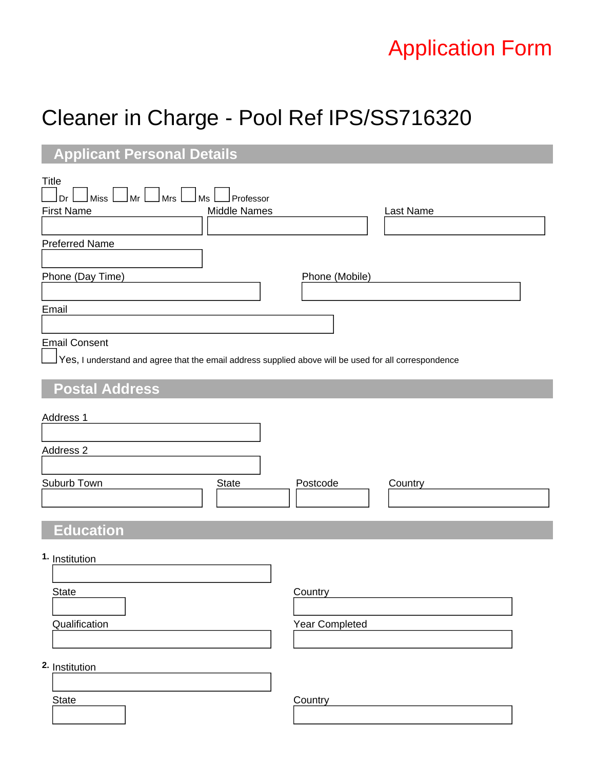Application Form

# Cleaner in Charge - Pool Ref IPS/SS716320

## Applicant Personal Details

Title

☐ Dr ☐ Miss ☐ Mr ☐ Mrs ☐ Ms ☐ Professor

First Name

Middle Names

Last Name

Preferred Name

Phone (Day Time)

Phone (Mobile)

Email

Email Consent

☐ Yes, I understand and agree that the email address supplied above will be used for all correspondence

## Postal Address

Address 1

Address 2

Suburb Town

State

Postcode

Country

## Education

1. Institution

State

Country

Qualification

Year Completed

2. Institution

State

Country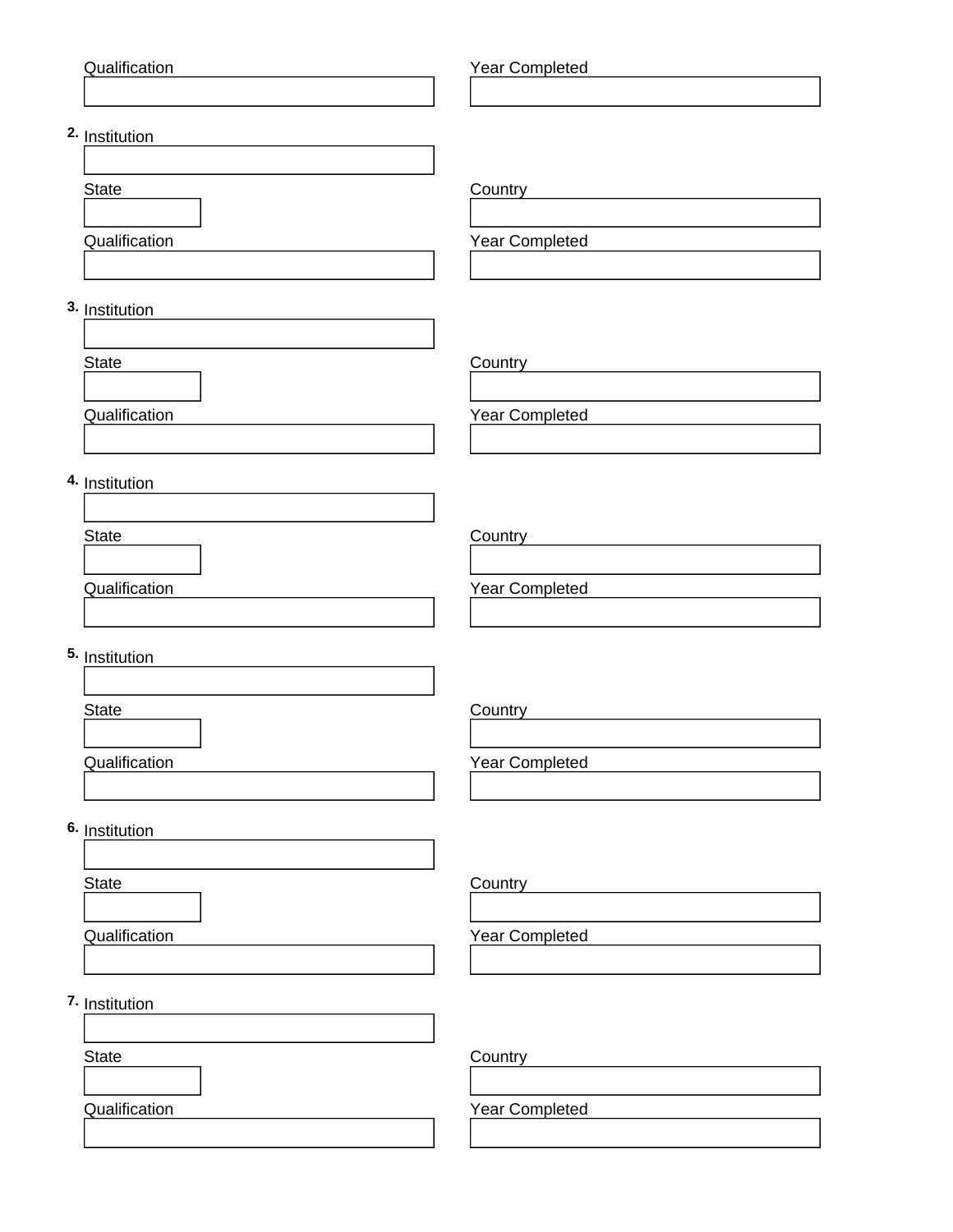Qualification

Year Completed

2. Institution

State

Country

Qualification

Year Completed

3. Institution

State

Country

Qualification

Year Completed

4. Institution

State

Country

Qualification

Year Completed

5. Institution

State

Country

Qualification

Year Completed

6. Institution

State

Country

Qualification

Year Completed

7. Institution

State

Country

Qualification

Year Completed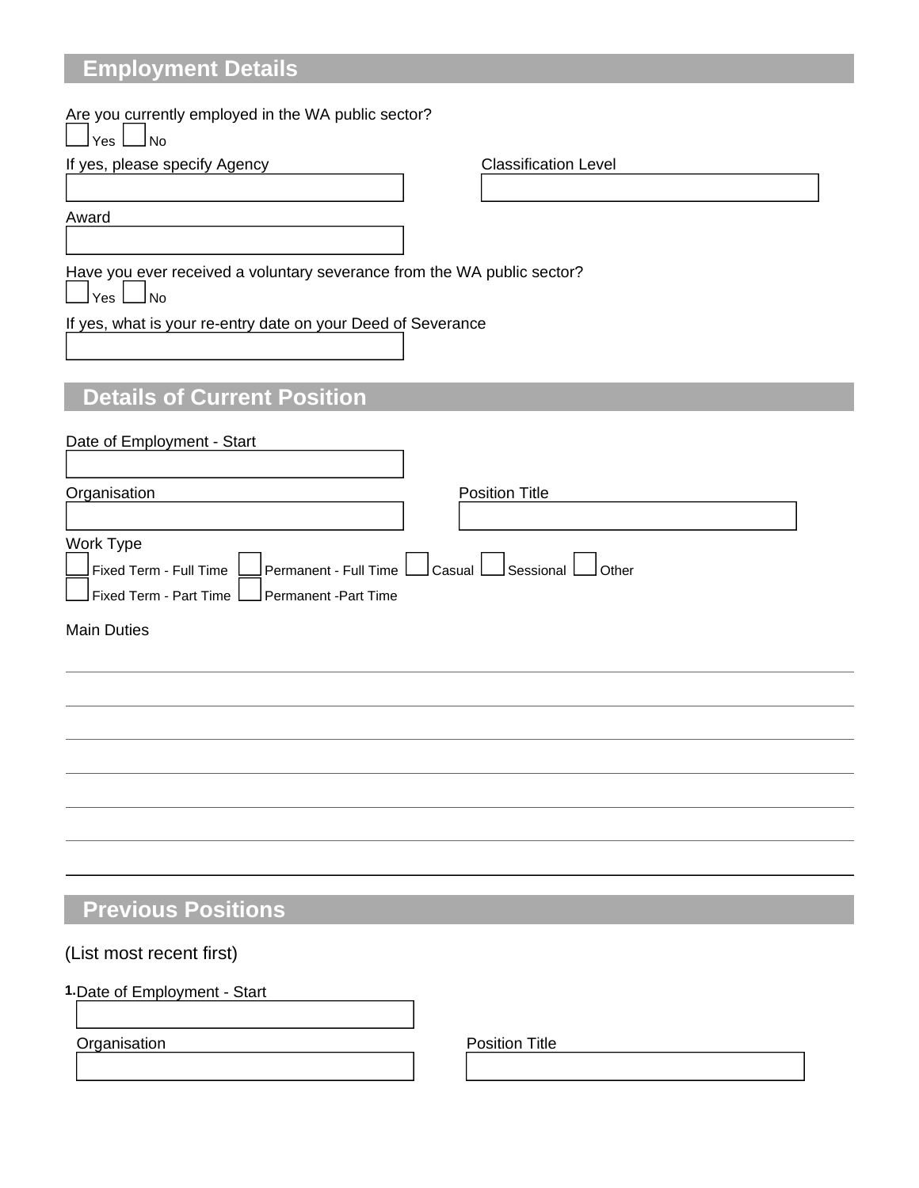## Employment Details

Are you currently employed in the WA public sector?

☐ Yes ☐ No

If yes, please specify Agency

Classification Level

Award

Have you ever received a voluntary severance from the WA public sector?

☐ Yes ☐ No

If yes, what is your re-entry date on your Deed of Severance

## Details of Current Position

Date of Employment - Start

Organisation

Position Title

Work Type

☐ Fixed Term - Full Time ☐ Permanent - Full Time ☐ Casual ☐ Sessional ☐ Other

☐ Fixed Term - Part Time ☐ Permanent -Part Time

Main Duties

## Previous Positions

(List most recent first)

**1.** Date of Employment - Start

Organisation

Position Title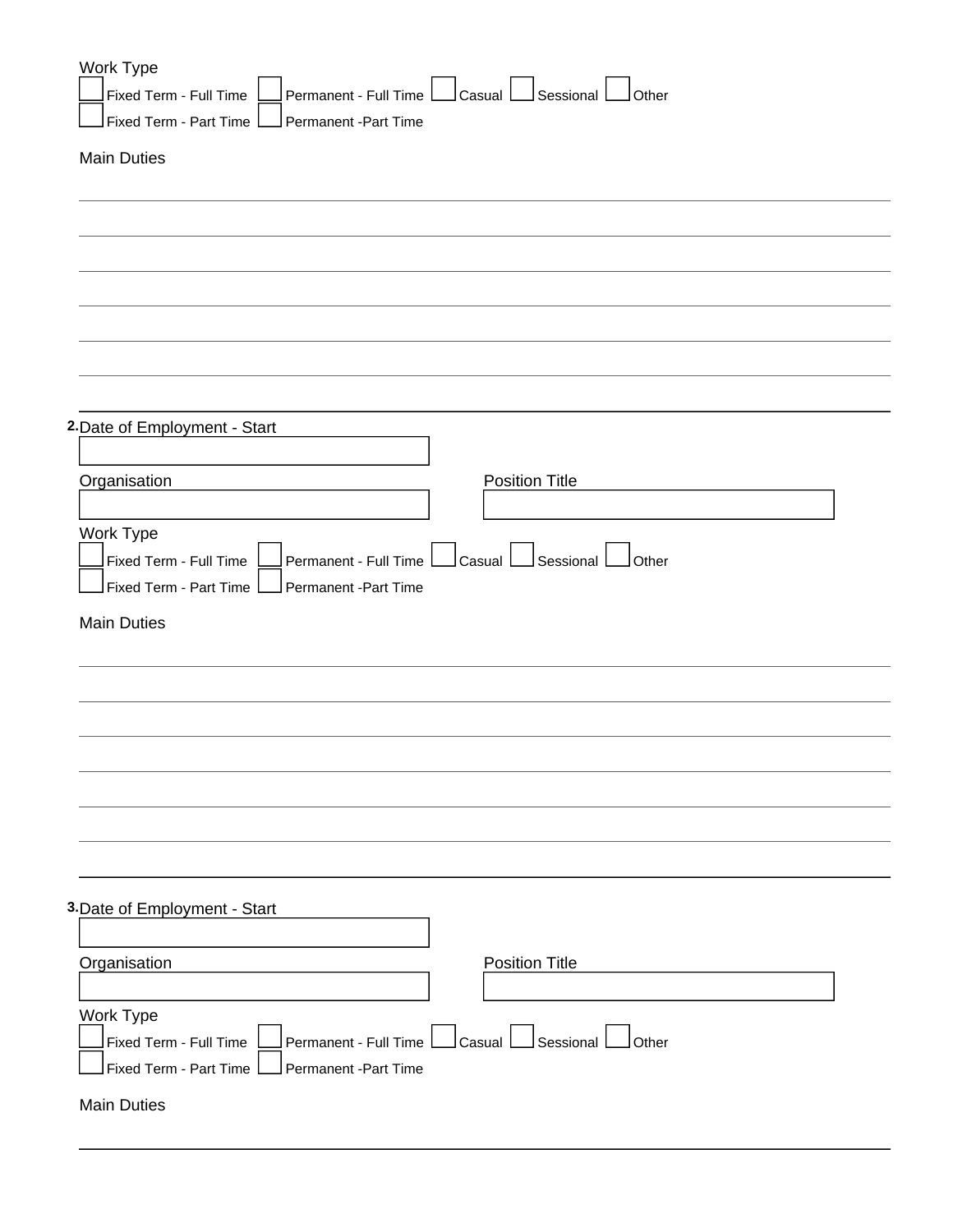Work Type

☐ Fixed Term - Full Time ☐ Permanent - Full Time ☐ Casual ☐ Sessional ☐ Other
☐ Fixed Term - Part Time ☐ Permanent -Part Time

Main Duties

______________________________________________________________________

______________________________________________________________________

______________________________________________________________________

______________________________________________________________________

______________________________________________________________________

______________________________________________________________________

______________________________________________________________________

2. Date of Employment - Start

[ ]

Organisation [ ] Position Title [ ]

Work Type

☐ Fixed Term - Full Time ☐ Permanent - Full Time ☐ Casual ☐ Sessional ☐ Other
☐ Fixed Term - Part Time ☐ Permanent -Part Time

Main Duties

______________________________________________________________________

______________________________________________________________________

______________________________________________________________________

______________________________________________________________________

______________________________________________________________________

______________________________________________________________________

______________________________________________________________________

3. Date of Employment - Start

[ ]

Organisation [ ] Position Title [ ]

Work Type

☐ Fixed Term - Full Time ☐ Permanent - Full Time ☐ Casual ☐ Sessional ☐ Other
☐ Fixed Term - Part Time ☐ Permanent -Part Time

Main Duties

______________________________________________________________________